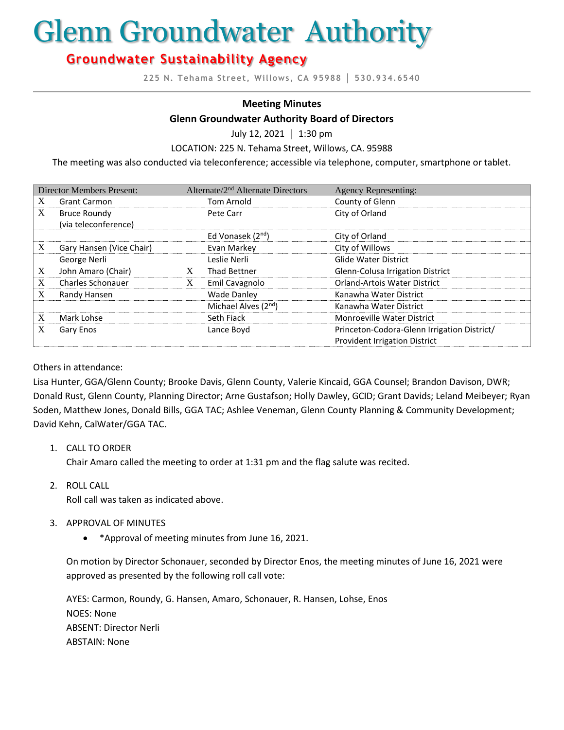# Glenn Groundwater Authority

## Groundwater Sustainability Agency

225 N. Tehama Street, Willows, CA 95988 | 530.934.6540

**Meeting Minutes**

**Glenn Groundwater Authority Board of Directors**

July 12, 2021 | 1:30 pm

LOCATION: 225 N. Tehama Street, Willows, CA. 95988

The meeting was also conducted via teleconference; accessible via telephone, computer, smartphone or tablet.

| Director Members Present: | | Alternate/2nd Alternate Directors | | Agency Representing: |
|---|---|---|---|---|
| X | Grant Carmon | | Tom Arnold | County of Glenn |
| X | Bruce Roundy (via teleconference) | | Pete Carr | City of Orland |
| | | | Ed Vonasek (2nd) | City of Orland |
| X | Gary Hansen (Vice Chair) | | Evan Markey | City of Willows |
| | George Nerli | | Leslie Nerli | Glide Water District |
| X | John Amaro (Chair) | X | Thad Bettner | Glenn-Colusa Irrigation District |
| X | Charles Schonauer | X | Emil Cavagnolo | Orland-Artois Water District |
| X | Randy Hansen | | Wade Danley | Kanawha Water District |
| | | | Michael Alves (2nd) | Kanawha Water District |
| X | Mark Lohse | | Seth Fiack | Monroeville Water District |
| X | Gary Enos | | Lance Boyd | Princeton-Codora-Glenn Irrigation District/ Provident Irrigation District |

Others in attendance:

Lisa Hunter, GGA/Glenn County; Brooke Davis, Glenn County, Valerie Kincaid, GGA Counsel; Brandon Davison, DWR; Donald Rust, Glenn County, Planning Director; Arne Gustafson; Holly Dawley, GCID; Grant Davids; Leland Meibeyer; Ryan Soden, Matthew Jones, Donald Bills, GGA TAC; Ashlee Veneman, Glenn County Planning & Community Development; David Kehn, CalWater/GGA TAC.

1. CALL TO ORDER
   Chair Amaro called the meeting to order at 1:31 pm and the flag salute was recited.

2. ROLL CALL
   Roll call was taken as indicated above.

3. APPROVAL OF MINUTES
   - *Approval of meeting minutes from June 16, 2021.

   On motion by Director Schonauer, seconded by Director Enos, the meeting minutes of June 16, 2021 were approved as presented by the following roll call vote:

   AYES: Carmon, Roundy, G. Hansen, Amaro, Schonauer, R. Hansen, Lohse, Enos
   NOES: None
   ABSENT: Director Nerli
   ABSTAIN: None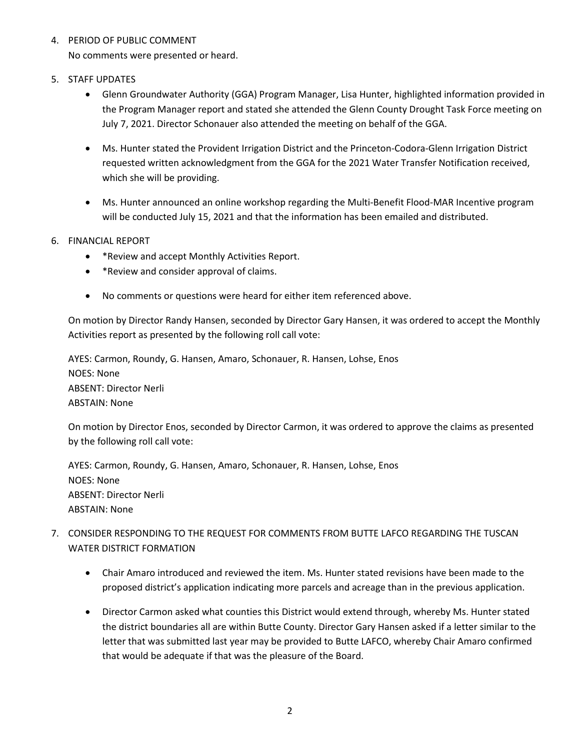4. PERIOD OF PUBLIC COMMENT

   No comments were presented or heard.

5. STAFF UPDATES

   - Glenn Groundwater Authority (GGA) Program Manager, Lisa Hunter, highlighted information provided in the Program Manager report and stated she attended the Glenn County Drought Task Force meeting on July 7, 2021. Director Schonauer also attended the meeting on behalf of the GGA.

   - Ms. Hunter stated the Provident Irrigation District and the Princeton-Codora-Glenn Irrigation District requested written acknowledgment from the GGA for the 2021 Water Transfer Notification received, which she will be providing.

   - Ms. Hunter announced an online workshop regarding the Multi-Benefit Flood-MAR Incentive program will be conducted July 15, 2021 and that the information has been emailed and distributed.

6. FINANCIAL REPORT

   - *Review and accept Monthly Activities Report.
   - *Review and consider approval of claims.

   - No comments or questions were heard for either item referenced above.

   On motion by Director Randy Hansen, seconded by Director Gary Hansen, it was ordered to accept the Monthly Activities report as presented by the following roll call vote:

   AYES: Carmon, Roundy, G. Hansen, Amaro, Schonauer, R. Hansen, Lohse, Enos
   NOES: None
   ABSENT: Director Nerli
   ABSTAIN: None

   On motion by Director Enos, seconded by Director Carmon, it was ordered to approve the claims as presented by the following roll call vote:

   AYES: Carmon, Roundy, G. Hansen, Amaro, Schonauer, R. Hansen, Lohse, Enos
   NOES: None
   ABSENT: Director Nerli
   ABSTAIN: None

7. CONSIDER RESPONDING TO THE REQUEST FOR COMMENTS FROM BUTTE LAFCO REGARDING THE TUSCAN WATER DISTRICT FORMATION

   - Chair Amaro introduced and reviewed the item. Ms. Hunter stated revisions have been made to the proposed district's application indicating more parcels and acreage than in the previous application.

   - Director Carmon asked what counties this District would extend through, whereby Ms. Hunter stated the district boundaries all are within Butte County. Director Gary Hansen asked if a letter similar to the letter that was submitted last year may be provided to Butte LAFCO, whereby Chair Amaro confirmed that would be adequate if that was the pleasure of the Board.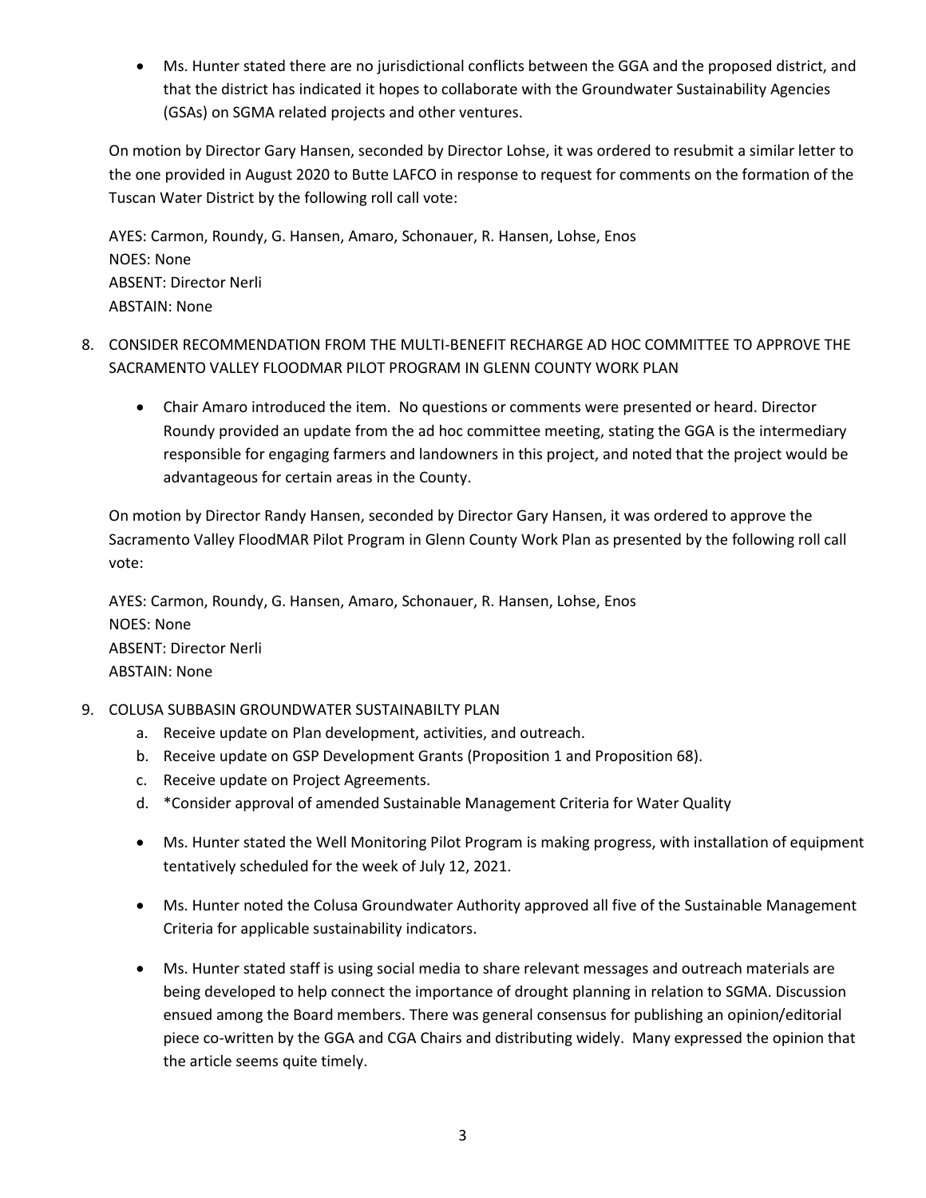- Ms. Hunter stated there are no jurisdictional conflicts between the GGA and the proposed district, and that the district has indicated it hopes to collaborate with the Groundwater Sustainability Agencies (GSAs) on SGMA related projects and other ventures.

On motion by Director Gary Hansen, seconded by Director Lohse, it was ordered to resubmit a similar letter to the one provided in August 2020 to Butte LAFCO in response to request for comments on the formation of the Tuscan Water District by the following roll call vote:

AYES: Carmon, Roundy, G. Hansen, Amaro, Schonauer, R. Hansen, Lohse, Enos
NOES: None
ABSENT: Director Nerli
ABSTAIN: None

8. CONSIDER RECOMMENDATION FROM THE MULTI-BENEFIT RECHARGE AD HOC COMMITTEE TO APPROVE THE SACRAMENTO VALLEY FLOODMAR PILOT PROGRAM IN GLENN COUNTY WORK PLAN

   - Chair Amaro introduced the item. No questions or comments were presented or heard. Director Roundy provided an update from the ad hoc committee meeting, stating the GGA is the intermediary responsible for engaging farmers and landowners in this project, and noted that the project would be advantageous for certain areas in the County.

   On motion by Director Randy Hansen, seconded by Director Gary Hansen, it was ordered to approve the Sacramento Valley FloodMAR Pilot Program in Glenn County Work Plan as presented by the following roll call vote:

   AYES: Carmon, Roundy, G. Hansen, Amaro, Schonauer, R. Hansen, Lohse, Enos
   NOES: None
   ABSENT: Director Nerli
   ABSTAIN: None

9. COLUSA SUBBASIN GROUNDWATER SUSTAINABILTY PLAN
   a. Receive update on Plan development, activities, and outreach.
   b. Receive update on GSP Development Grants (Proposition 1 and Proposition 68).
   c. Receive update on Project Agreements.
   d. *Consider approval of amended Sustainable Management Criteria for Water Quality

   - Ms. Hunter stated the Well Monitoring Pilot Program is making progress, with installation of equipment tentatively scheduled for the week of July 12, 2021.

   - Ms. Hunter noted the Colusa Groundwater Authority approved all five of the Sustainable Management Criteria for applicable sustainability indicators.

   - Ms. Hunter stated staff is using social media to share relevant messages and outreach materials are being developed to help connect the importance of drought planning in relation to SGMA. Discussion ensued among the Board members. There was general consensus for publishing an opinion/editorial piece co-written by the GGA and CGA Chairs and distributing widely. Many expressed the opinion that the article seems quite timely.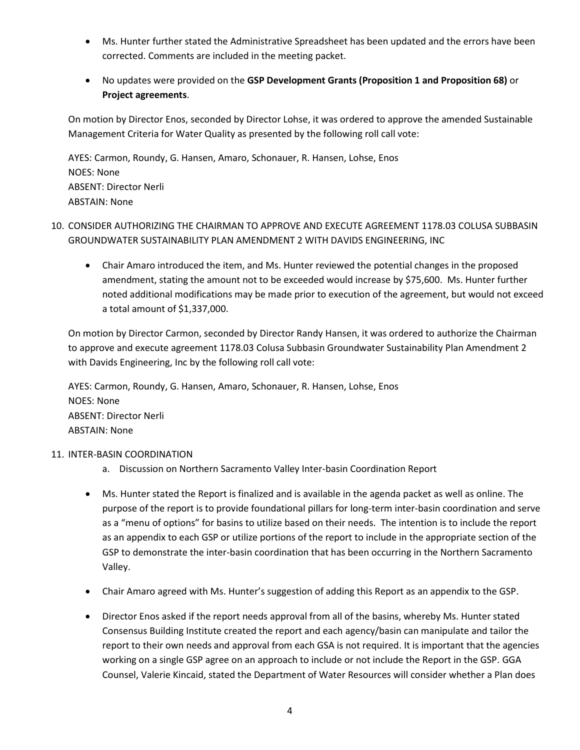- Ms. Hunter further stated the Administrative Spreadsheet has been updated and the errors have been corrected. Comments are included in the meeting packet.

- No updates were provided on the **GSP Development Grants (Proposition 1 and Proposition 68)** or **Project agreements**.

On motion by Director Enos, seconded by Director Lohse, it was ordered to approve the amended Sustainable Management Criteria for Water Quality as presented by the following roll call vote:

AYES: Carmon, Roundy, G. Hansen, Amaro, Schonauer, R. Hansen, Lohse, Enos
NOES: None
ABSENT: Director Nerli
ABSTAIN: None

10. CONSIDER AUTHORIZING THE CHAIRMAN TO APPROVE AND EXECUTE AGREEMENT 1178.03 COLUSA SUBBASIN GROUNDWATER SUSTAINABILITY PLAN AMENDMENT 2 WITH DAVIDS ENGINEERING, INC

- Chair Amaro introduced the item, and Ms. Hunter reviewed the potential changes in the proposed amendment, stating the amount not to be exceeded would increase by $75,600. Ms. Hunter further noted additional modifications may be made prior to execution of the agreement, but would not exceed a total amount of $1,337,000.

On motion by Director Carmon, seconded by Director Randy Hansen, it was ordered to authorize the Chairman to approve and execute agreement 1178.03 Colusa Subbasin Groundwater Sustainability Plan Amendment 2 with Davids Engineering, Inc by the following roll call vote:

AYES: Carmon, Roundy, G. Hansen, Amaro, Schonauer, R. Hansen, Lohse, Enos
NOES: None
ABSENT: Director Nerli
ABSTAIN: None

11. INTER-BASIN COORDINATION
    a. Discussion on Northern Sacramento Valley Inter-basin Coordination Report

- Ms. Hunter stated the Report is finalized and is available in the agenda packet as well as online. The purpose of the report is to provide foundational pillars for long-term inter-basin coordination and serve as a "menu of options" for basins to utilize based on their needs. The intention is to include the report as an appendix to each GSP or utilize portions of the report to include in the appropriate section of the GSP to demonstrate the inter-basin coordination that has been occurring in the Northern Sacramento Valley.

- Chair Amaro agreed with Ms. Hunter's suggestion of adding this Report as an appendix to the GSP.

- Director Enos asked if the report needs approval from all of the basins, whereby Ms. Hunter stated Consensus Building Institute created the report and each agency/basin can manipulate and tailor the report to their own needs and approval from each GSA is not required. It is important that the agencies working on a single GSP agree on an approach to include or not include the Report in the GSP. GGA Counsel, Valerie Kincaid, stated the Department of Water Resources will consider whether a Plan does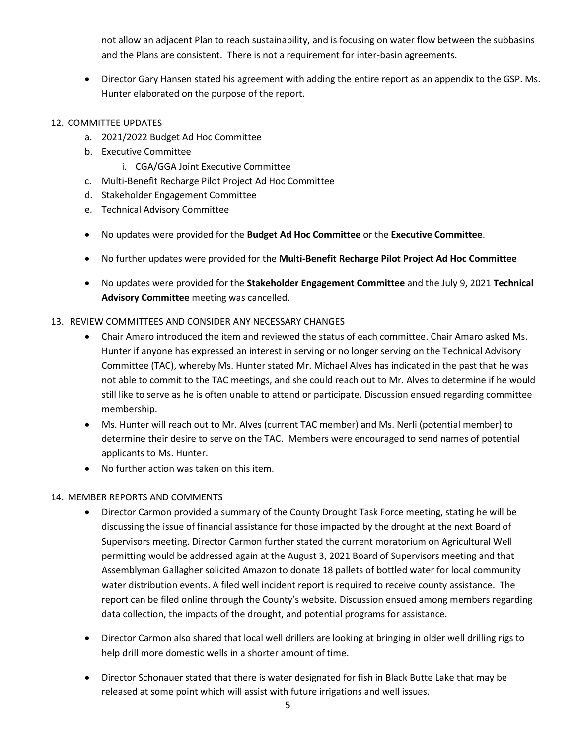not allow an adjacent Plan to reach sustainability, and is focusing on water flow between the subbasins and the Plans are consistent. There is not a requirement for inter-basin agreements.

- Director Gary Hansen stated his agreement with adding the entire report as an appendix to the GSP. Ms. Hunter elaborated on the purpose of the report.

12. COMMITTEE UPDATES
    a. 2021/2022 Budget Ad Hoc Committee
    b. Executive Committee
        i. CGA/GGA Joint Executive Committee
    c. Multi-Benefit Recharge Pilot Project Ad Hoc Committee
    d. Stakeholder Engagement Committee
    e. Technical Advisory Committee

- No updates were provided for the **Budget Ad Hoc Committee** or the **Executive Committee**.

- No further updates were provided for the **Multi-Benefit Recharge Pilot Project Ad Hoc Committee**

- No updates were provided for the **Stakeholder Engagement Committee** and the July 9, 2021 **Technical Advisory Committee** meeting was cancelled.

13. REVIEW COMMITTEES AND CONSIDER ANY NECESSARY CHANGES
    - Chair Amaro introduced the item and reviewed the status of each committee. Chair Amaro asked Ms. Hunter if anyone has expressed an interest in serving or no longer serving on the Technical Advisory Committee (TAC), whereby Ms. Hunter stated Mr. Michael Alves has indicated in the past that he was not able to commit to the TAC meetings, and she could reach out to Mr. Alves to determine if he would still like to serve as he is often unable to attend or participate. Discussion ensued regarding committee membership.
    - Ms. Hunter will reach out to Mr. Alves (current TAC member) and Ms. Nerli (potential member) to determine their desire to serve on the TAC. Members were encouraged to send names of potential applicants to Ms. Hunter.
    - No further action was taken on this item.

14. MEMBER REPORTS AND COMMENTS
    - Director Carmon provided a summary of the County Drought Task Force meeting, stating he will be discussing the issue of financial assistance for those impacted by the drought at the next Board of Supervisors meeting. Director Carmon further stated the current moratorium on Agricultural Well permitting would be addressed again at the August 3, 2021 Board of Supervisors meeting and that Assemblyman Gallagher solicited Amazon to donate 18 pallets of bottled water for local community water distribution events. A filed well incident report is required to receive county assistance. The report can be filed online through the County's website. Discussion ensued among members regarding data collection, the impacts of the drought, and potential programs for assistance.

    - Director Carmon also shared that local well drillers are looking at bringing in older well drilling rigs to help drill more domestic wells in a shorter amount of time.

    - Director Schonauer stated that there is water designated for fish in Black Butte Lake that may be released at some point which will assist with future irrigations and well issues.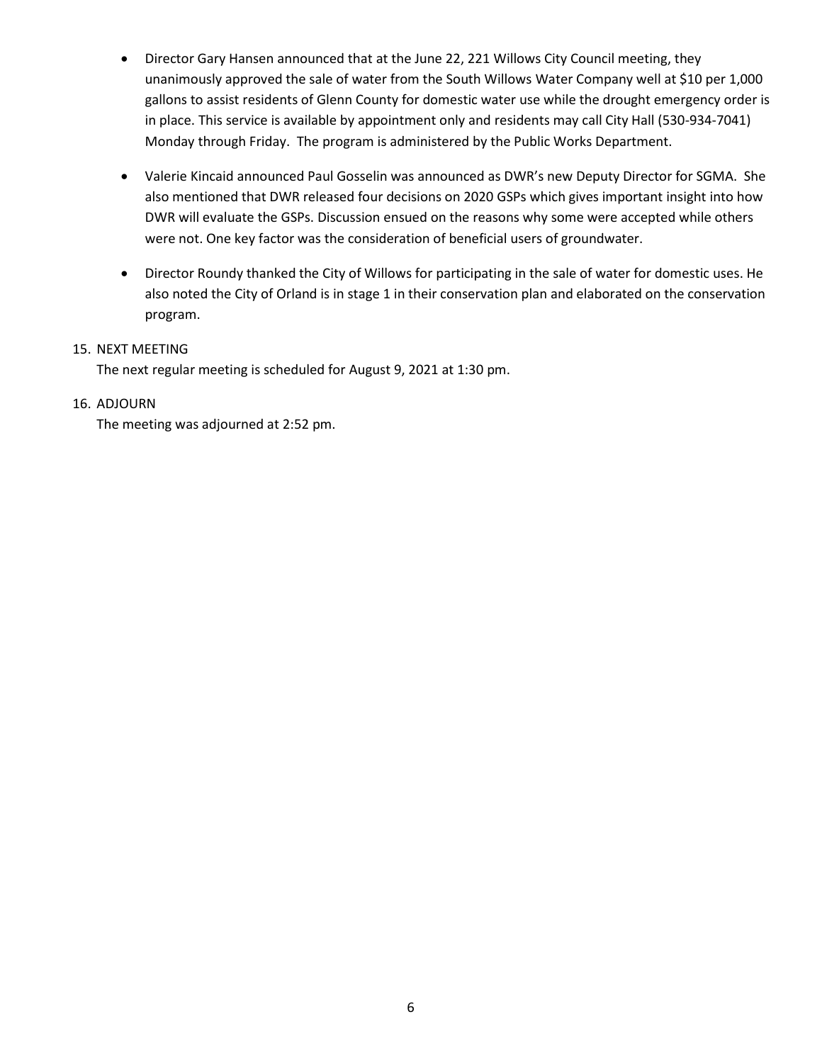- Director Gary Hansen announced that at the June 22, 221 Willows City Council meeting, they unanimously approved the sale of water from the South Willows Water Company well at $10 per 1,000 gallons to assist residents of Glenn County for domestic water use while the drought emergency order is in place. This service is available by appointment only and residents may call City Hall (530-934-7041) Monday through Friday. The program is administered by the Public Works Department.
- Valerie Kincaid announced Paul Gosselin was announced as DWR's new Deputy Director for SGMA. She also mentioned that DWR released four decisions on 2020 GSPs which gives important insight into how DWR will evaluate the GSPs. Discussion ensued on the reasons why some were accepted while others were not. One key factor was the consideration of beneficial users of groundwater.
- Director Roundy thanked the City of Willows for participating in the sale of water for domestic uses. He also noted the City of Orland is in stage 1 in their conservation plan and elaborated on the conservation program.

15. NEXT MEETING

    The next regular meeting is scheduled for August 9, 2021 at 1:30 pm.

16. ADJOURN

    The meeting was adjourned at 2:52 pm.